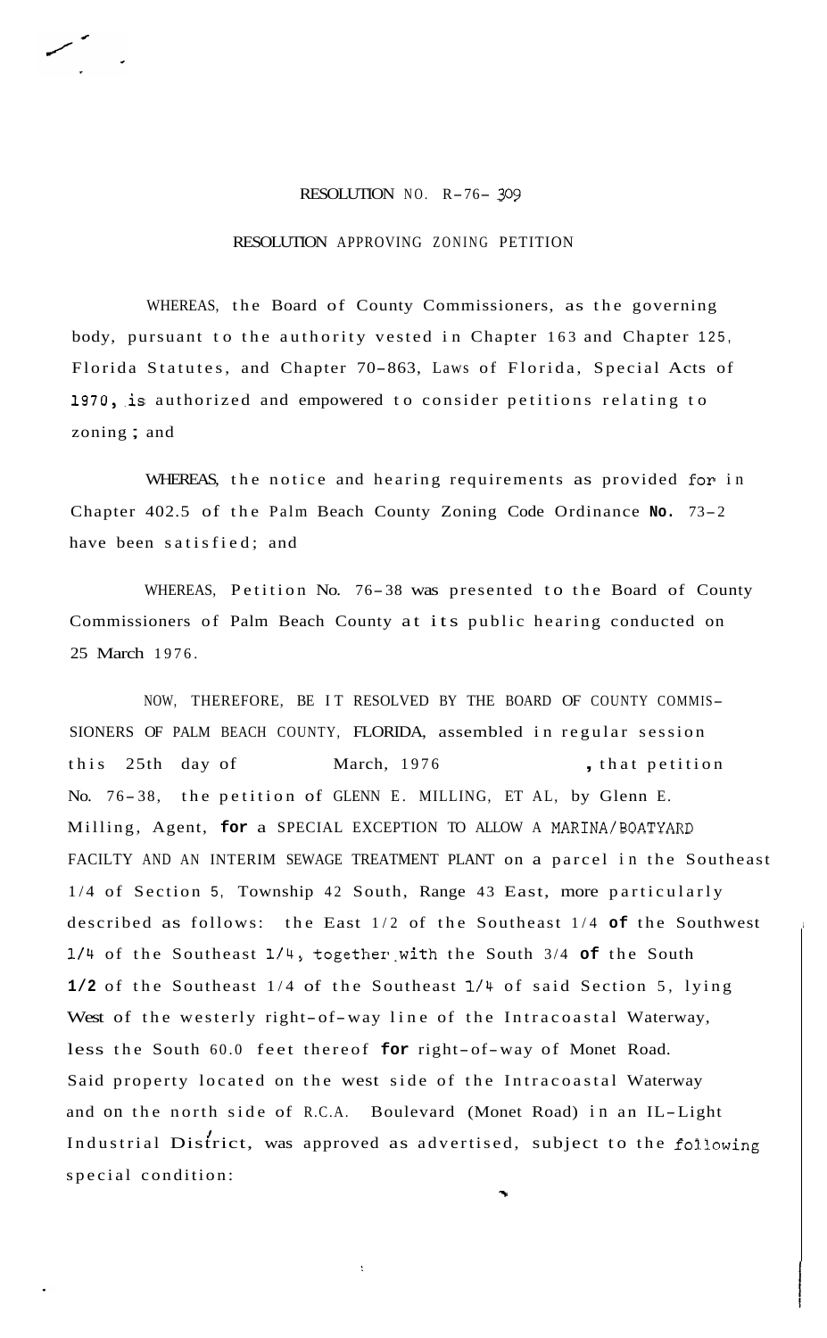RESOLUTION NO. R-76- 309

RESOLUTION APPROVING ZONING PETITION

WHEREAS, the Board of County Commissioners, as the governing body, pursuant to the authority vested in Chapter 163 and Chapter 125, Florida Statutes, and Chapter 70-863, Laws of Florida, Special Acts of 1970, is authorized and empowered to consider petitions relating to zoning; and

WHEREAS, the notice and hearing requirements as provided for in Chapter 402.5 of the Palm Beach County Zoning Code Ordinance No. 73-2 have been satisfied; and

WHEREAS, Petition No. 76-38 was presented to the Board of County Commissioners of Palm Beach County at its public hearing conducted on 25 March 1976.

NOW, THEREFORE, BE IT RESOLVED BY THE BOARD OF COUNTY COMMISSIONERS OF PALM BEACH COUNTY, FLORIDA, assembled in regular session this 25th day of March, 1976, that petition No. 76-38, the petition of GLENN E. MILLING, ET AL, by Glenn E. Milling, Agent, for a SPECIAL EXCEPTION TO ALLOW A MARINA/BOATYARD FACILTY AND AN INTERIM SEWAGE TREATMENT PLANT on a parcel in the Southeast 1/4 of Section 5, Township 42 South, Range 43 East, more particularly described as follows: the East 1/2 of the Southeast 1/4 of the Southwest 1/4 of the Southeast 1/4, together with the South 3/4 of the South 1/2 of the Southeast 1/4 of the Southeast 1/4 of said Section 5, lying West of the westerly right-of-way line of the Intracoastal Waterway, less the South 60.0 feet thereof for right-of-way of Monet Road. Said property located on the west side of the Intracoastal Waterway and on the north side of R.C.A. Boulevard (Monet Road) in an IL-Light Industrial District, was approved as advertised, subject to the following special condition: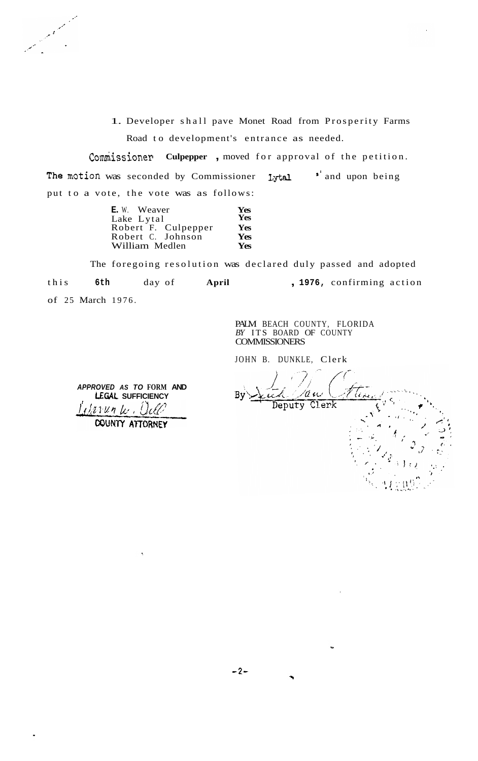1. Developer shall pave Monet Road from Prosperity Farms Road to development's entrance as needed.

Commissioner **Culpepper**, moved for approval of the petition. The motion was seconded by Commissioner Lytal, and upon being put to a vote, the vote was as follows:

| | |
|---|---|
| E. W. Weaver | Yes |
| Lake Lytal | Yes |
| Robert F. Culpepper | Yes |
| Robert C. Johnson | Yes |
| William Medlen | Yes |

The foregoing resolution was declared duly passed and adopted this **6th** day of **April**, **1976**, confirming action of 25 March 1976.

PALM BEACH COUNTY, FLORIDA
BY ITS BOARD OF COUNTY COMMISSIONERS

JOHN B. DUNKLE, Clerk

By ________________
Deputy Clerk

***APPROVED AS TO FORM AND LEGAL SUFFICIENCY***

________________
**COUNTY ATTORNEY**